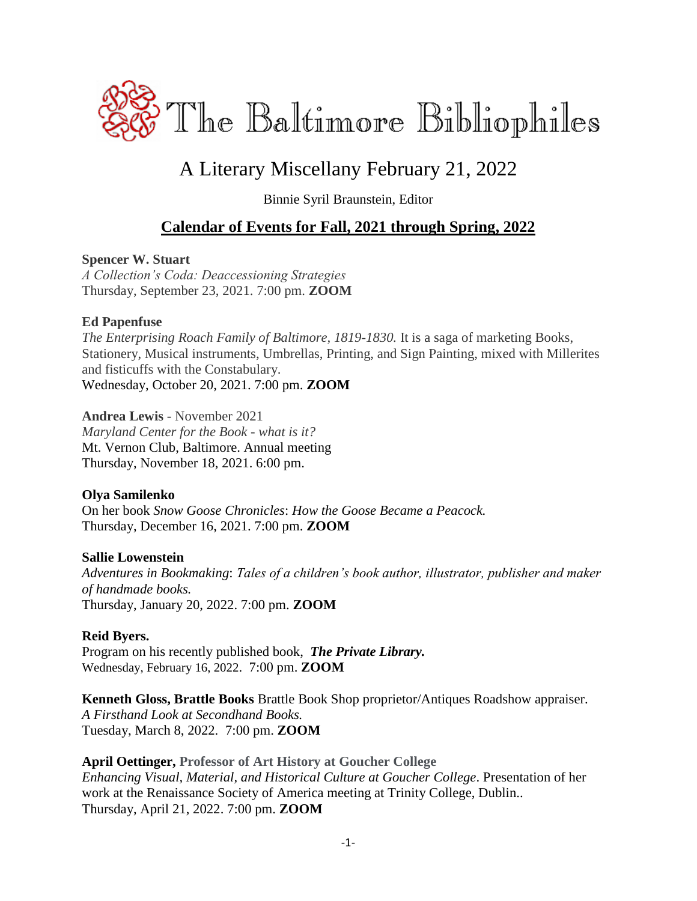# The Baltimore Bibliophiles

## A Literary Miscellany February 21, 2022

Binnie Syril Braunstein, Editor

## Calendar of Events for Fall, 2021 through Spring, 2022

**Spencer W. Stuart**
*A Collection's Coda: Deaccessioning Strategies*
Thursday, September 23, 2021. 7:00 pm. **ZOOM**

**Ed Papenfuse**
*The Enterprising Roach Family of Baltimore, 1819-1830.* It is a saga of marketing Books, Stationery, Musical instruments, Umbrellas, Printing, and Sign Painting, mixed with Millerites and fisticuffs with the Constabulary.
Wednesday, October 20, 2021. 7:00 pm. **ZOOM**

**Andrea Lewis** - November 2021
*Maryland Center for the Book - what is it?*
Mt. Vernon Club, Baltimore. Annual meeting
Thursday, November 18, 2021. 6:00 pm.

**Olya Samilenko**
On her book *Snow Goose Chronicles*: *How the Goose Became a Peacock.*
Thursday, December 16, 2021. 7:00 pm. **ZOOM**

**Sallie Lowenstein**
*Adventures in Bookmaking*: *Tales of a children's book author, illustrator, publisher and maker of handmade books.*
Thursday, January 20, 2022. 7:00 pm. **ZOOM**

**Reid Byers.**
Program on his recently published book, ***The Private Library.***
Wednesday, February 16, 2022. 7:00 pm. **ZOOM**

**Kenneth Gloss, Brattle Books** Brattle Book Shop proprietor/Antiques Roadshow appraiser.
*A Firsthand Look at Secondhand Books.*
Tuesday, March 8, 2022. 7:00 pm. **ZOOM**

**April Oettinger, Professor of Art History at Goucher College**
*Enhancing Visual, Material, and Historical Culture at Goucher College*. Presentation of her work at the Renaissance Society of America meeting at Trinity College, Dublin..
Thursday, April 21, 2022. 7:00 pm. **ZOOM**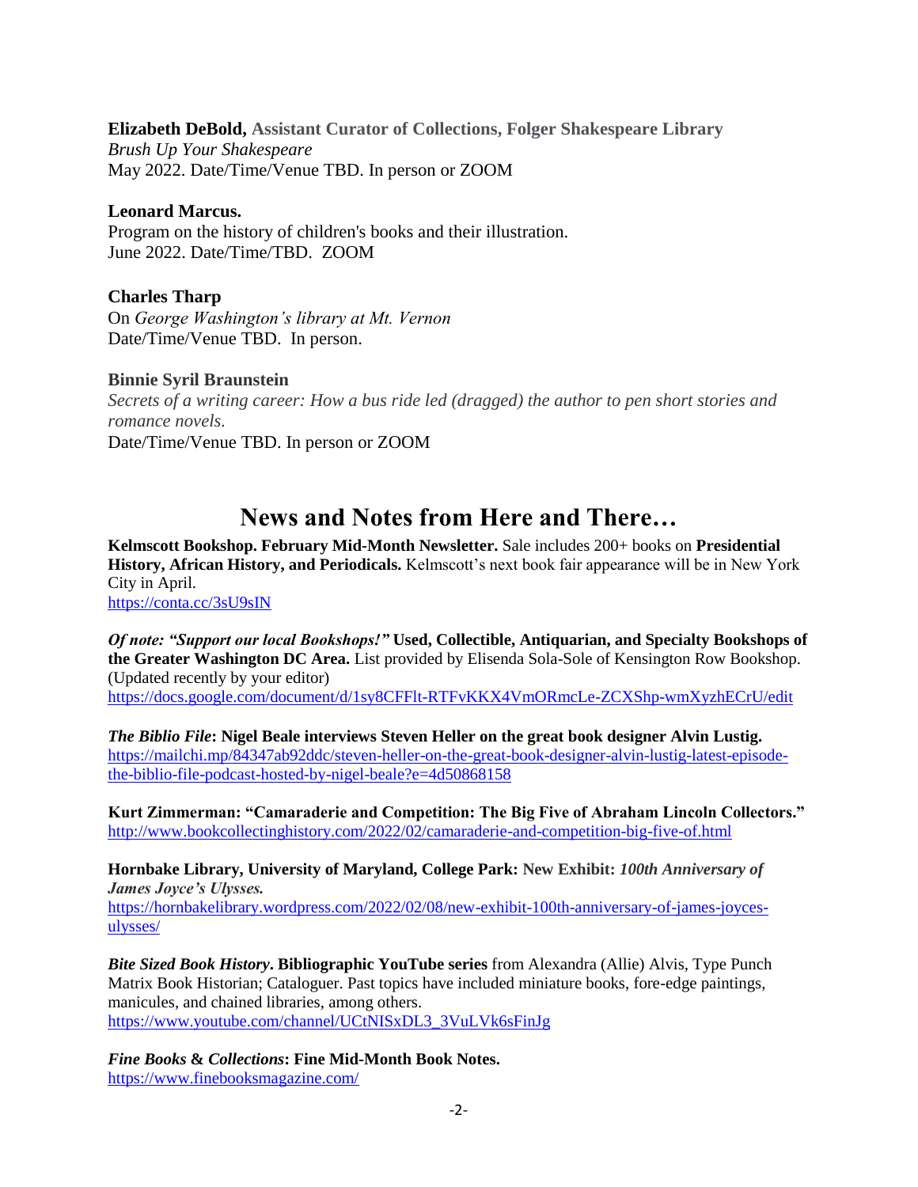**Elizabeth DeBold, Assistant Curator of Collections, Folger Shakespeare Library**
*Brush Up Your Shakespeare*
May 2022. Date/Time/Venue TBD. In person or ZOOM

**Leonard Marcus.**
Program on the history of children's books and their illustration.
June 2022. Date/Time/TBD. ZOOM

**Charles Tharp**
On *George Washington's library at Mt. Vernon*
Date/Time/Venue TBD. In person.

**Binnie Syril Braunstein**
*Secrets of a writing career: How a bus ride led (dragged) the author to pen short stories and romance novels.*
Date/Time/Venue TBD. In person or ZOOM

## News and Notes from Here and There…

**Kelmscott Bookshop. February Mid-Month Newsletter.** Sale includes 200+ books on **Presidential History, African History, and Periodicals.** Kelmscott's next book fair appearance will be in New York City in April.
https://conta.cc/3sU9sIN

***Of note: "Support our local Bookshops!"* Used, Collectible, Antiquarian, and Specialty Bookshops of the Greater Washington DC Area.** List provided by Elisenda Sola-Sole of Kensington Row Bookshop. (Updated recently by your editor)
https://docs.google.com/document/d/1sy8CFFlt-RTFvKKX4VmORmcLe-ZCXShp-wmXyzhECrU/edit

***The Biblio File*: Nigel Beale interviews Steven Heller on the great book designer Alvin Lustig.**
https://mailchi.mp/84347ab92ddc/steven-heller-on-the-great-book-designer-alvin-lustig-latest-episode-the-biblio-file-podcast-hosted-by-nigel-beale?e=4d50868158

**Kurt Zimmerman: "Camaraderie and Competition: The Big Five of Abraham Lincoln Collectors."**
http://www.bookcollectinghistory.com/2022/02/camaraderie-and-competition-big-five-of.html

**Hornbake Library, University of Maryland, College Park: New Exhibit: *100th Anniversary of James Joyce's Ulysses.***
https://hornbakelibrary.wordpress.com/2022/02/08/new-exhibit-100th-anniversary-of-james-joyces-ulysses/

***Bite Sized Book History*. Bibliographic YouTube series** from Alexandra (Allie) Alvis, Type Punch Matrix Book Historian; Cataloguer. Past topics have included miniature books, fore-edge paintings, manicules, and chained libraries, among others.
https://www.youtube.com/channel/UCtNISxDL3_3VuLVk6sFinJg

***Fine Books & Collections*: Fine Mid-Month Book Notes.**
https://www.finebooksmagazine.com/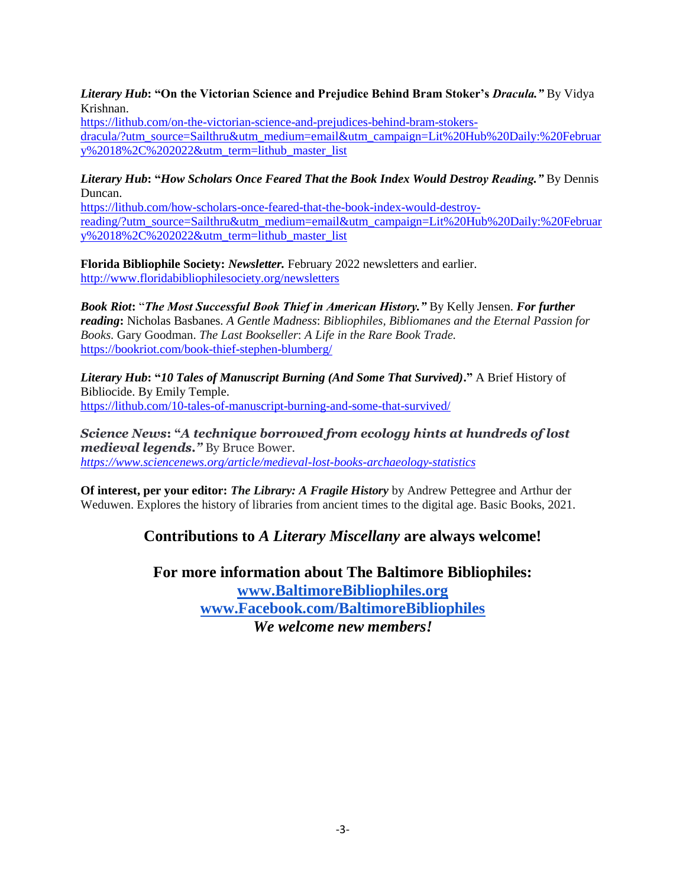***Literary Hub*: "On the Victorian Science and Prejudice Behind Bram Stoker's *Dracula."*** By Vidya Krishnan.
https://lithub.com/on-the-victorian-science-and-prejudices-behind-bram-stokers-dracula/?utm_source=Sailthru&utm_medium=email&utm_campaign=Lit%20Hub%20Daily:%20February%2018%2C%202022&utm_term=lithub_master_list

***Literary Hub*: "*How Scholars Once Feared That the Book Index Would Destroy Reading."*** By Dennis Duncan.
https://lithub.com/how-scholars-once-feared-that-the-book-index-would-destroy-reading/?utm_source=Sailthru&utm_medium=email&utm_campaign=Lit%20Hub%20Daily:%20February%2018%2C%202022&utm_term=lithub_master_list

**Florida Bibliophile Society:** ***Newsletter.*** February 2022 newsletters and earlier.
http://www.floridabibliophilesociety.org/newsletters

***Book Riot*:** "***The Most Successful Book Thief in American History."*** By Kelly Jensen. ***For further reading*:** Nicholas Basbanes. *A Gentle Madness*: *Bibliophiles, Bibliomanes and the Eternal Passion for Books.* Gary Goodman. *The Last Bookseller*: *A Life in the Rare Book Trade.*
https://bookriot.com/book-thief-stephen-blumberg/

***Literary Hub*: "*10 Tales of Manuscript Burning (And Some That Survived)*."** A Brief History of Bibliocide. By Emily Temple.
https://lithub.com/10-tales-of-manuscript-burning-and-some-that-survived/

***Science News*: "*A technique borrowed from ecology hints at hundreds of lost medieval legends."*** By Bruce Bower.
*https://www.sciencenews.org/article/medieval-lost-books-archaeology-statistics*

**Of interest, per your editor:** ***The Library: A Fragile History*** by Andrew Pettegree and Arthur der Weduwen. Explores the history of libraries from ancient times to the digital age. Basic Books, 2021.

## Contributions to *A Literary Miscellany* are always welcome!

## For more information about The Baltimore Bibliophiles:

**www.BaltimoreBibliophiles.org**
**www.Facebook.com/BaltimoreBibliophiles**
***We welcome new members!***